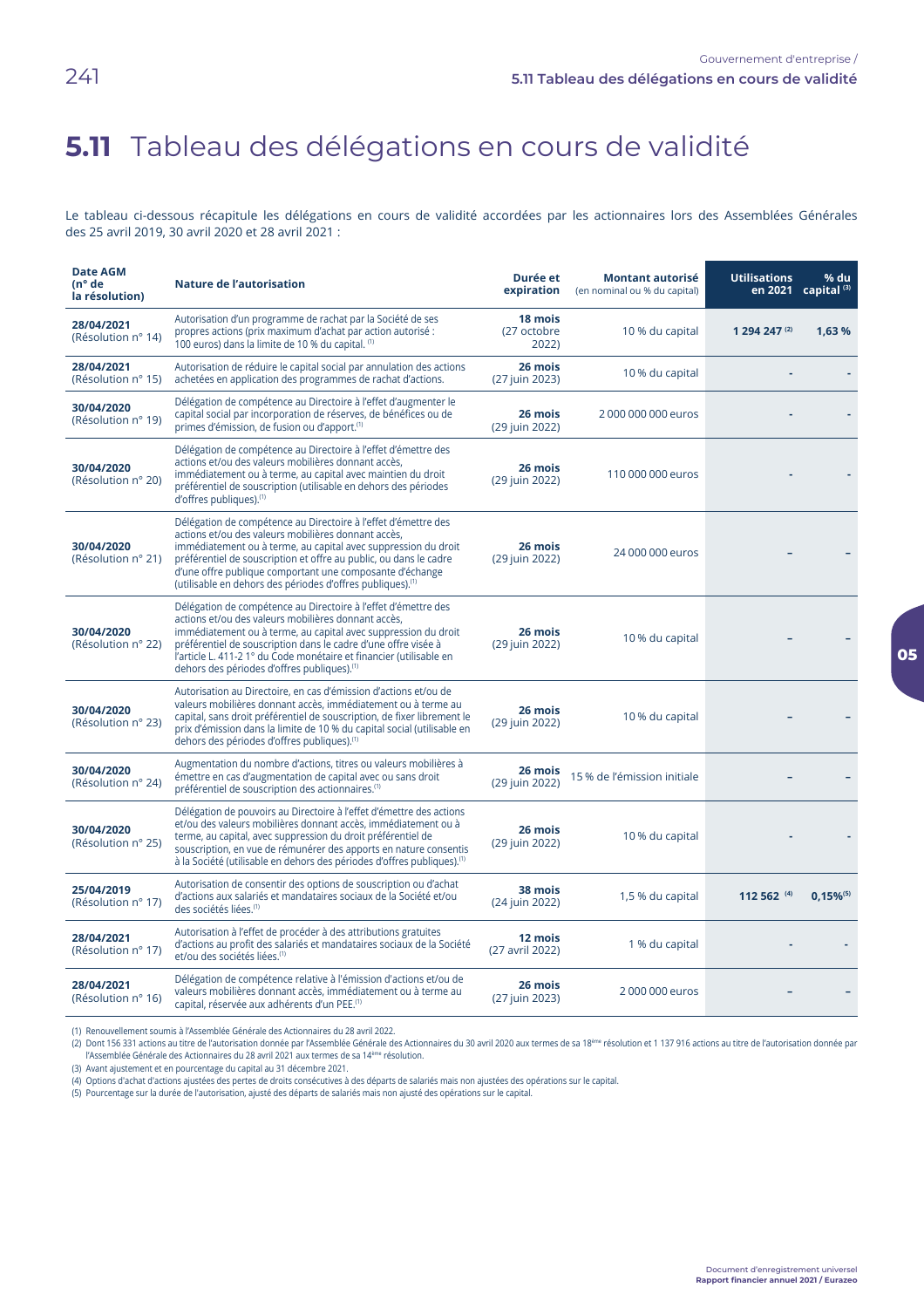# 5.11 Tableau des délégations en cours de validité

Le tableau ci-dessous récapitule les délégations en cours de validité accordées par les actionnaires lors des Assemblées Générales des 25 avril 2019, 30 avril 2020 et 28 avril 2021 :

| Date AGM (n° de la résolution) | Nature de l'autorisation | Durée et expiration | Montant autorisé (en nominal ou % du capital) | Utilisations en 2021 | % du capital [3] |
|---|---|---|---|---|---|
| **28/04/2021** (Résolution n° 14) | Autorisation d'un programme de rachat par la Société de ses propres actions (prix maximum d'achat par action autorisé : 100 euros) dans la limite de 10 % du capital. [1] | **18 mois** (27 octobre 2022) | 10 % du capital | **1 294 247** [2] | **1,63 %** |
| **28/04/2021** (Résolution n° 15) | Autorisation de réduire le capital social par annulation des actions achetées en application des programmes de rachat d'actions. | **26 mois** (27 juin 2023) | 10 % du capital | - | - |
| **30/04/2020** (Résolution n° 19) | Délégation de compétence au Directoire à l'effet d'augmenter le capital social par incorporation de réserves, de bénéfices ou de primes d'émission, de fusion ou d'apport. [1] | **26 mois** (29 juin 2022) | 2 000 000 000 euros | - | - |
| **30/04/2020** (Résolution n° 20) | Délégation de compétence au Directoire à l'effet d'émettre des actions et/ou des valeurs mobilières donnant accès, immédiatement ou à terme, au capital avec maintien du droit préférentiel de souscription (utilisable en dehors des périodes d'offres publiques). [1] | **26 mois** (29 juin 2022) | 110 000 000 euros | - | - |
| **30/04/2020** (Résolution n° 21) | Délégation de compétence au Directoire à l'effet d'émettre des actions et/ou des valeurs mobilières donnant accès, immédiatement ou à terme, au capital avec suppression du droit préférentiel de souscription et offre au public, ou dans le cadre d'une offre publique comportant une composante d'échange (utilisable en dehors des périodes d'offres publiques). [1] | **26 mois** (29 juin 2022) | 24 000 000 euros | – | – |
| **30/04/2020** (Résolution n° 22) | Délégation de compétence au Directoire à l'effet d'émettre des actions et/ou des valeurs mobilières donnant accès, immédiatement ou à terme, au capital avec suppression du droit préférentiel de souscription dans le cadre d'une offre visée à l'article L. 411-2 1° du Code monétaire et financier (utilisable en dehors des périodes d'offres publiques). [1] | **26 mois** (29 juin 2022) | 10 % du capital | – | – |
| **30/04/2020** (Résolution n° 23) | Autorisation au Directoire, en cas d'émission d'actions et/ou de valeurs mobilières donnant accès, immédiatement ou à terme au capital, sans droit préférentiel de souscription, de fixer librement le prix d'émission dans la limite de 10 % du capital social (utilisable en dehors des périodes d'offres publiques). [1] | **26 mois** (29 juin 2022) | 10 % du capital | – | – |
| **30/04/2020** (Résolution n° 24) | Augmentation du nombre d'actions, titres ou valeurs mobilières à émettre en cas d'augmentation de capital avec ou sans droit préférentiel de souscription des actionnaires. [1] | **26 mois** (29 juin 2022) | 15 % de l'émission initiale | – | – |
| **30/04/2020** (Résolution n° 25) | Délégation de pouvoirs au Directoire à l'effet d'émettre des actions et/ou des valeurs mobilières donnant accès, immédiatement ou à terme, au capital, avec suppression du droit préférentiel de souscription, en vue de rémunérer des apports en nature consentis à la Société (utilisable en dehors des périodes d'offres publiques). [1] | **26 mois** (29 juin 2022) | 10 % du capital | - | - |
| **25/04/2019** (Résolution n° 17) | Autorisation de consentir des options de souscription ou d'achat d'actions aux salariés et mandataires sociaux de la Société et/ou des sociétés liées. [1] | **38 mois** (24 juin 2022) | 1,5 % du capital | **112 562** [4] | **0,15%** [5] |
| **28/04/2021** (Résolution n° 17) | Autorisation à l'effet de procéder à des attributions gratuites d'actions au profit des salariés et mandataires sociaux de la Société et/ou des sociétés liées. [1] | **12 mois** (27 avril 2022) | 1 % du capital | - | - |
| **28/04/2021** (Résolution n° 16) | Délégation de compétence relative à l'émission d'actions et/ou de valeurs mobilières donnant accès, immédiatement ou à terme au capital, réservée aux adhérents d'un PEE. [1] | **26 mois** (27 juin 2023) | 2 000 000 euros | – | – |

(1) Renouvellement soumis à l'Assemblée Générale des Actionnaires du 28 avril 2022.
(2) Dont 156 331 actions au titre de l'autorisation donnée par l'Assemblée Générale des Actionnaires du 30 avril 2020 aux termes de sa 18ème résolution et 1 137 916 actions au titre de l'autorisation donnée par l'Assemblée Générale des Actionnaires du 28 avril 2021 aux termes de sa 14ème résolution.
(3) Avant ajustement et en pourcentage du capital au 31 décembre 2021.
(4) Options d'achat d'actions ajustées des pertes de droits consécutives à des départs de salariés mais non ajustées des opérations sur le capital.
(5) Pourcentage sur la durée de l'autorisation, ajusté des départs de salariés mais non ajusté des opérations sur le capital.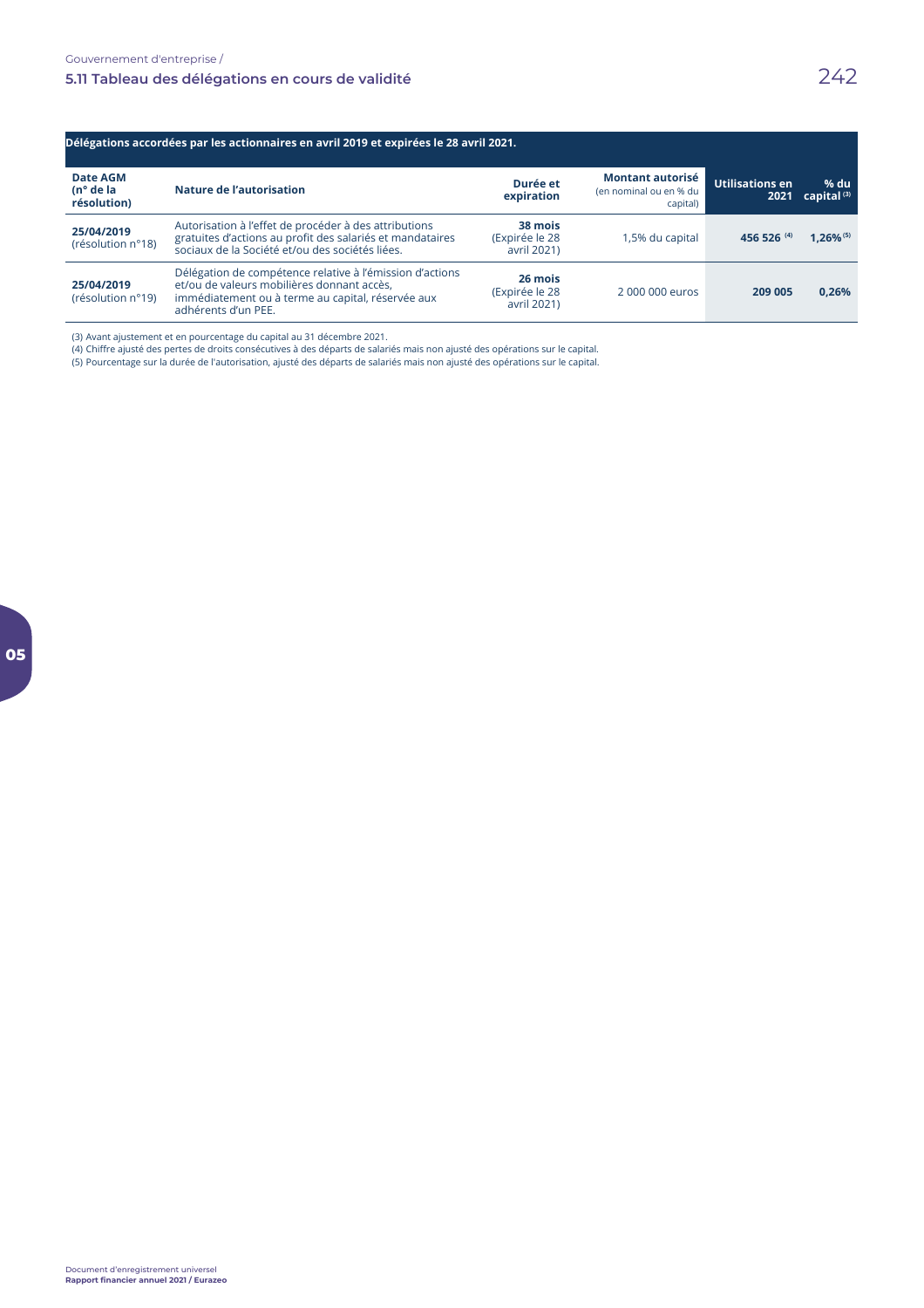### Délégations accordées par les actionnaires en avril 2019 et expirées le 28 avril 2021.

| Date AGM (n° de la résolution) | Nature de l'autorisation | Durée et expiration | Montant autorisé (en nominal ou en % du capital) | Utilisations en 2021 | % du capital [3] |
|---|---|---|---|---|---|
| **25/04/2019** (résolution n°18) | Autorisation à l'effet de procéder à des attributions gratuites d'actions au profit des salariés et mandataires sociaux de la Société et/ou des sociétés liées. | **38 mois** (Expirée le 28 avril 2021) | 1,5% du capital | **456 526** [4] | **1,26%** [5] |
| **25/04/2019** (résolution n°19) | Délégation de compétence relative à l'émission d'actions et/ou de valeurs mobilières donnant accès, immédiatement ou à terme au capital, réservée aux adhérents d'un PEE. | **26 mois** (Expirée le 28 avril 2021) | 2 000 000 euros | **209 005** | **0,26%** |

(3) Avant ajustement et en pourcentage du capital au 31 décembre 2021.

(4) Chiffre ajusté des pertes de droits consécutives à des départs de salariés mais non ajusté des opérations sur le capital.

(5) Pourcentage sur la durée de l'autorisation, ajusté des départs de salariés mais non ajusté des opérations sur le capital.